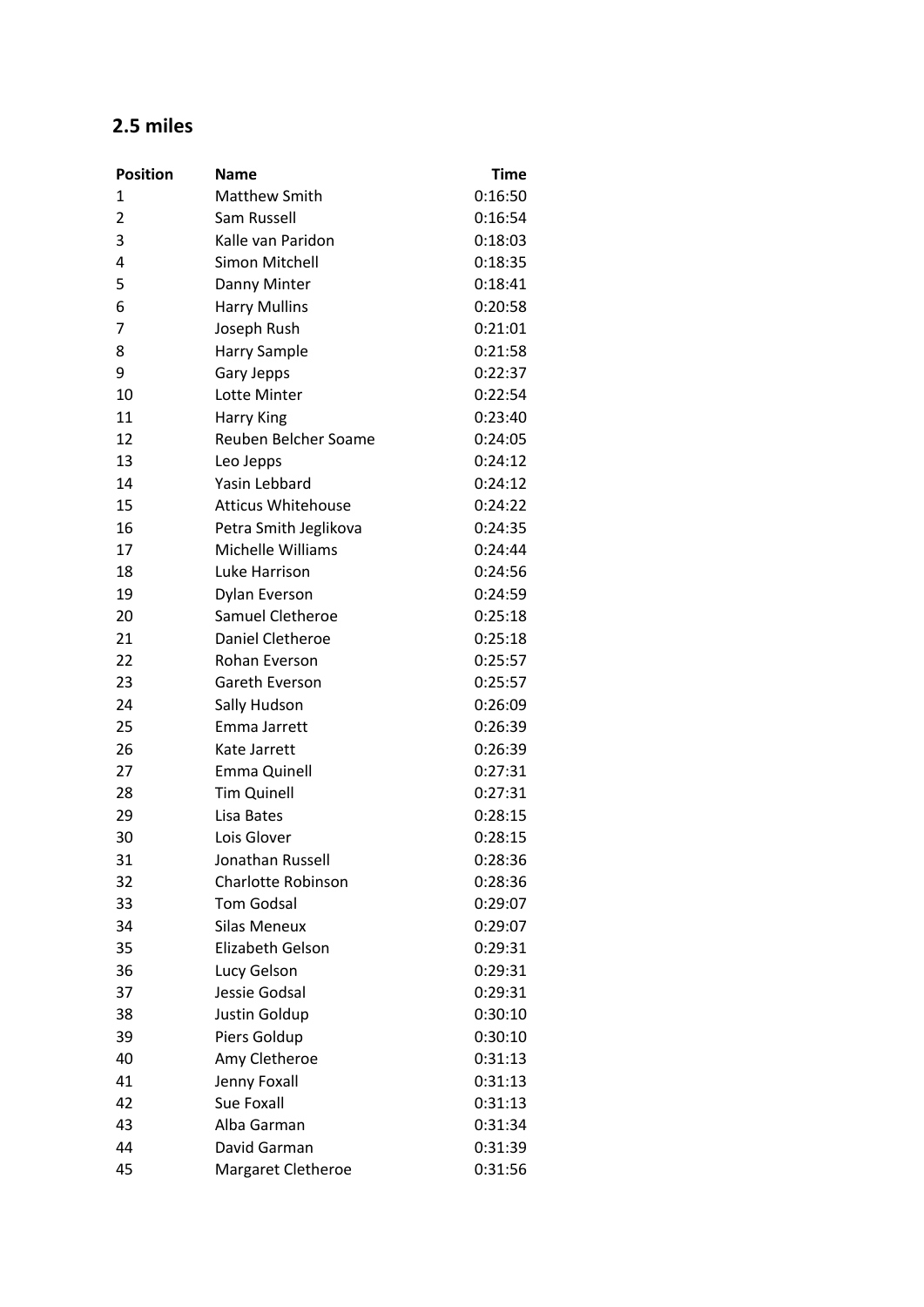## 2.5 miles

| Position | Name | Time |
|---|---|---|
| 1 | Matthew Smith | 0:16:50 |
| 2 | Sam Russell | 0:16:54 |
| 3 | Kalle van Paridon | 0:18:03 |
| 4 | Simon Mitchell | 0:18:35 |
| 5 | Danny Minter | 0:18:41 |
| 6 | Harry Mullins | 0:20:58 |
| 7 | Joseph Rush | 0:21:01 |
| 8 | Harry Sample | 0:21:58 |
| 9 | Gary Jepps | 0:22:37 |
| 10 | Lotte Minter | 0:22:54 |
| 11 | Harry King | 0:23:40 |
| 12 | Reuben Belcher Soame | 0:24:05 |
| 13 | Leo Jepps | 0:24:12 |
| 14 | Yasin Lebbard | 0:24:12 |
| 15 | Atticus Whitehouse | 0:24:22 |
| 16 | Petra Smith Jeglikova | 0:24:35 |
| 17 | Michelle Williams | 0:24:44 |
| 18 | Luke Harrison | 0:24:56 |
| 19 | Dylan Everson | 0:24:59 |
| 20 | Samuel Cletheroe | 0:25:18 |
| 21 | Daniel Cletheroe | 0:25:18 |
| 22 | Rohan Everson | 0:25:57 |
| 23 | Gareth Everson | 0:25:57 |
| 24 | Sally Hudson | 0:26:09 |
| 25 | Emma Jarrett | 0:26:39 |
| 26 | Kate Jarrett | 0:26:39 |
| 27 | Emma Quinell | 0:27:31 |
| 28 | Tim Quinell | 0:27:31 |
| 29 | Lisa Bates | 0:28:15 |
| 30 | Lois Glover | 0:28:15 |
| 31 | Jonathan Russell | 0:28:36 |
| 32 | Charlotte Robinson | 0:28:36 |
| 33 | Tom Godsal | 0:29:07 |
| 34 | Silas Meneux | 0:29:07 |
| 35 | Elizabeth Gelson | 0:29:31 |
| 36 | Lucy Gelson | 0:29:31 |
| 37 | Jessie Godsal | 0:29:31 |
| 38 | Justin Goldup | 0:30:10 |
| 39 | Piers Goldup | 0:30:10 |
| 40 | Amy Cletheroe | 0:31:13 |
| 41 | Jenny Foxall | 0:31:13 |
| 42 | Sue Foxall | 0:31:13 |
| 43 | Alba Garman | 0:31:34 |
| 44 | David Garman | 0:31:39 |
| 45 | Margaret Cletheroe | 0:31:56 |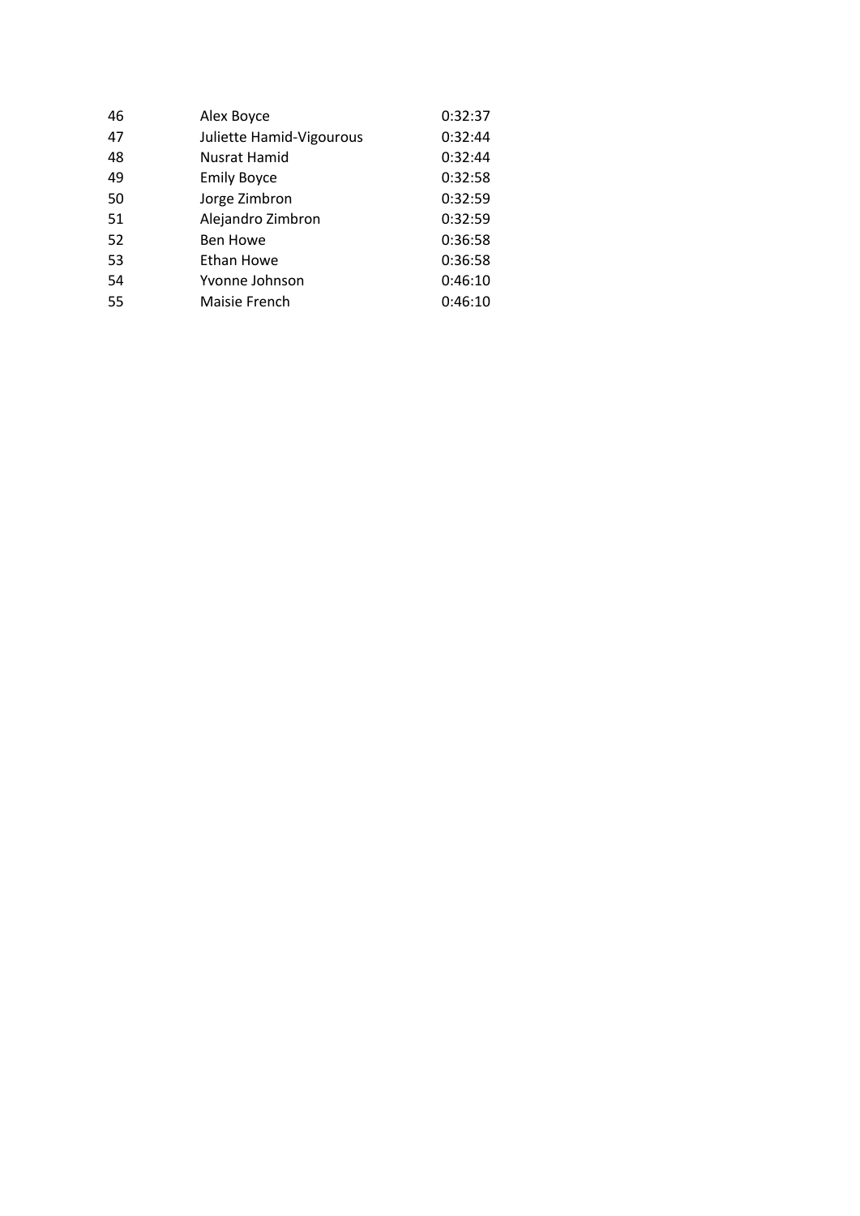| | | |
|---|---|---|
| 46 | Alex Boyce | 0:32:37 |
| 47 | Juliette Hamid-Vigourous | 0:32:44 |
| 48 | Nusrat Hamid | 0:32:44 |
| 49 | Emily Boyce | 0:32:58 |
| 50 | Jorge Zimbron | 0:32:59 |
| 51 | Alejandro Zimbron | 0:32:59 |
| 52 | Ben Howe | 0:36:58 |
| 53 | Ethan Howe | 0:36:58 |
| 54 | Yvonne Johnson | 0:46:10 |
| 55 | Maisie French | 0:46:10 |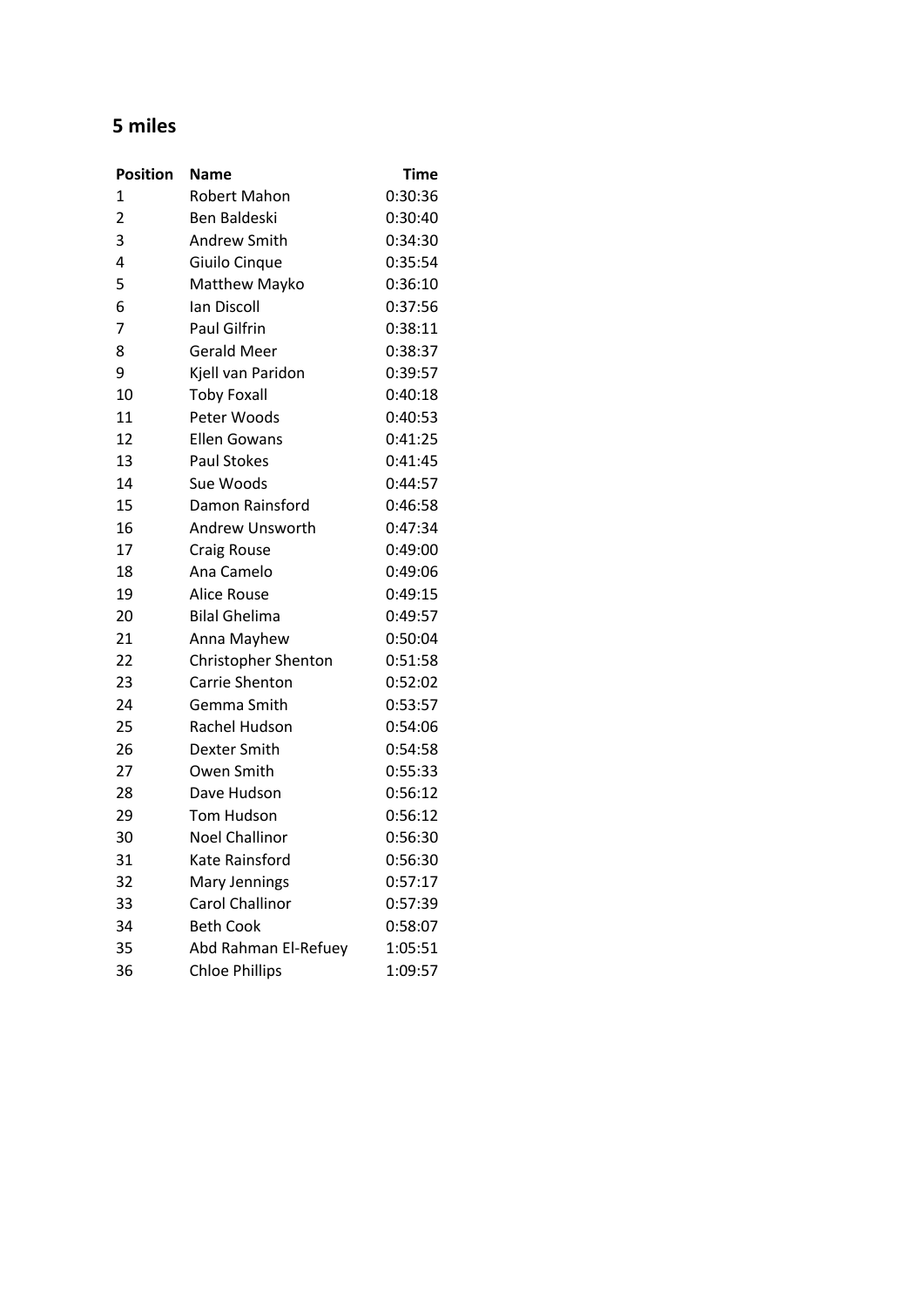## 5 miles

| Position | Name | Time |
|---|---|---|
| 1 | Robert Mahon | 0:30:36 |
| 2 | Ben Baldeski | 0:30:40 |
| 3 | Andrew Smith | 0:34:30 |
| 4 | Giuilo Cinque | 0:35:54 |
| 5 | Matthew Mayko | 0:36:10 |
| 6 | Ian Discoll | 0:37:56 |
| 7 | Paul Gilfrin | 0:38:11 |
| 8 | Gerald Meer | 0:38:37 |
| 9 | Kjell van Paridon | 0:39:57 |
| 10 | Toby Foxall | 0:40:18 |
| 11 | Peter Woods | 0:40:53 |
| 12 | Ellen Gowans | 0:41:25 |
| 13 | Paul Stokes | 0:41:45 |
| 14 | Sue Woods | 0:44:57 |
| 15 | Damon Rainsford | 0:46:58 |
| 16 | Andrew Unsworth | 0:47:34 |
| 17 | Craig Rouse | 0:49:00 |
| 18 | Ana Camelo | 0:49:06 |
| 19 | Alice Rouse | 0:49:15 |
| 20 | Bilal Ghelima | 0:49:57 |
| 21 | Anna Mayhew | 0:50:04 |
| 22 | Christopher Shenton | 0:51:58 |
| 23 | Carrie Shenton | 0:52:02 |
| 24 | Gemma Smith | 0:53:57 |
| 25 | Rachel Hudson | 0:54:06 |
| 26 | Dexter Smith | 0:54:58 |
| 27 | Owen Smith | 0:55:33 |
| 28 | Dave Hudson | 0:56:12 |
| 29 | Tom Hudson | 0:56:12 |
| 30 | Noel Challinor | 0:56:30 |
| 31 | Kate Rainsford | 0:56:30 |
| 32 | Mary Jennings | 0:57:17 |
| 33 | Carol Challinor | 0:57:39 |
| 34 | Beth Cook | 0:58:07 |
| 35 | Abd Rahman El-Refuey | 1:05:51 |
| 36 | Chloe Phillips | 1:09:57 |